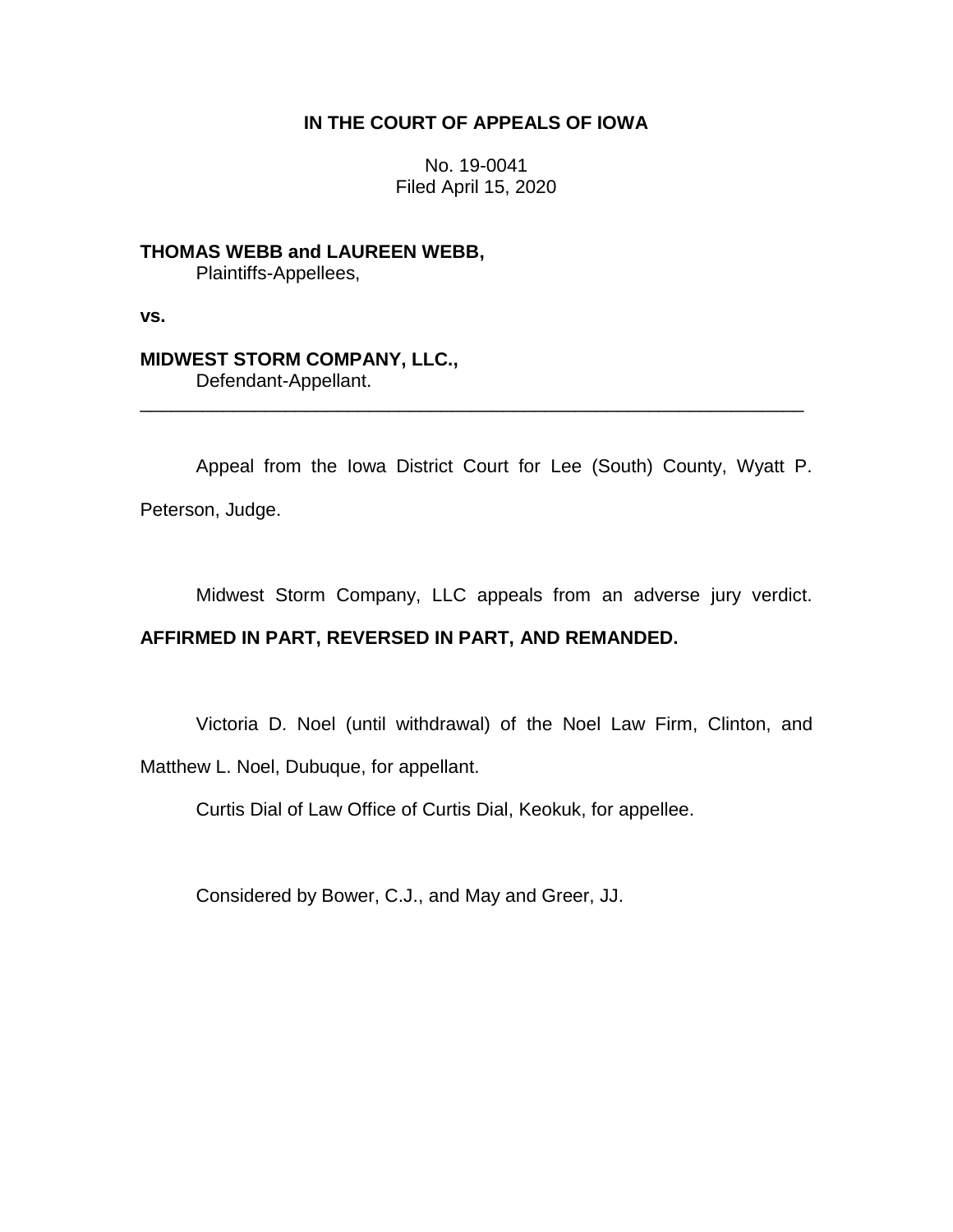**IN THE COURT OF APPEALS OF IOWA**

No. 19-0041
Filed April 15, 2020

**THOMAS WEBB and LAUREEN WEBB,**
Plaintiffs-Appellees,

**vs.**

**MIDWEST STORM COMPANY, LLC.,**
Defendant-Appellant.

---

Appeal from the Iowa District Court for Lee (South) County, Wyatt P. Peterson, Judge.

Midwest Storm Company, LLC appeals from an adverse jury verdict. **AFFIRMED IN PART, REVERSED IN PART, AND REMANDED.**

Victoria D. Noel (until withdrawal) of the Noel Law Firm, Clinton, and Matthew L. Noel, Dubuque, for appellant.

Curtis Dial of Law Office of Curtis Dial, Keokuk, for appellee.

Considered by Bower, C.J., and May and Greer, JJ.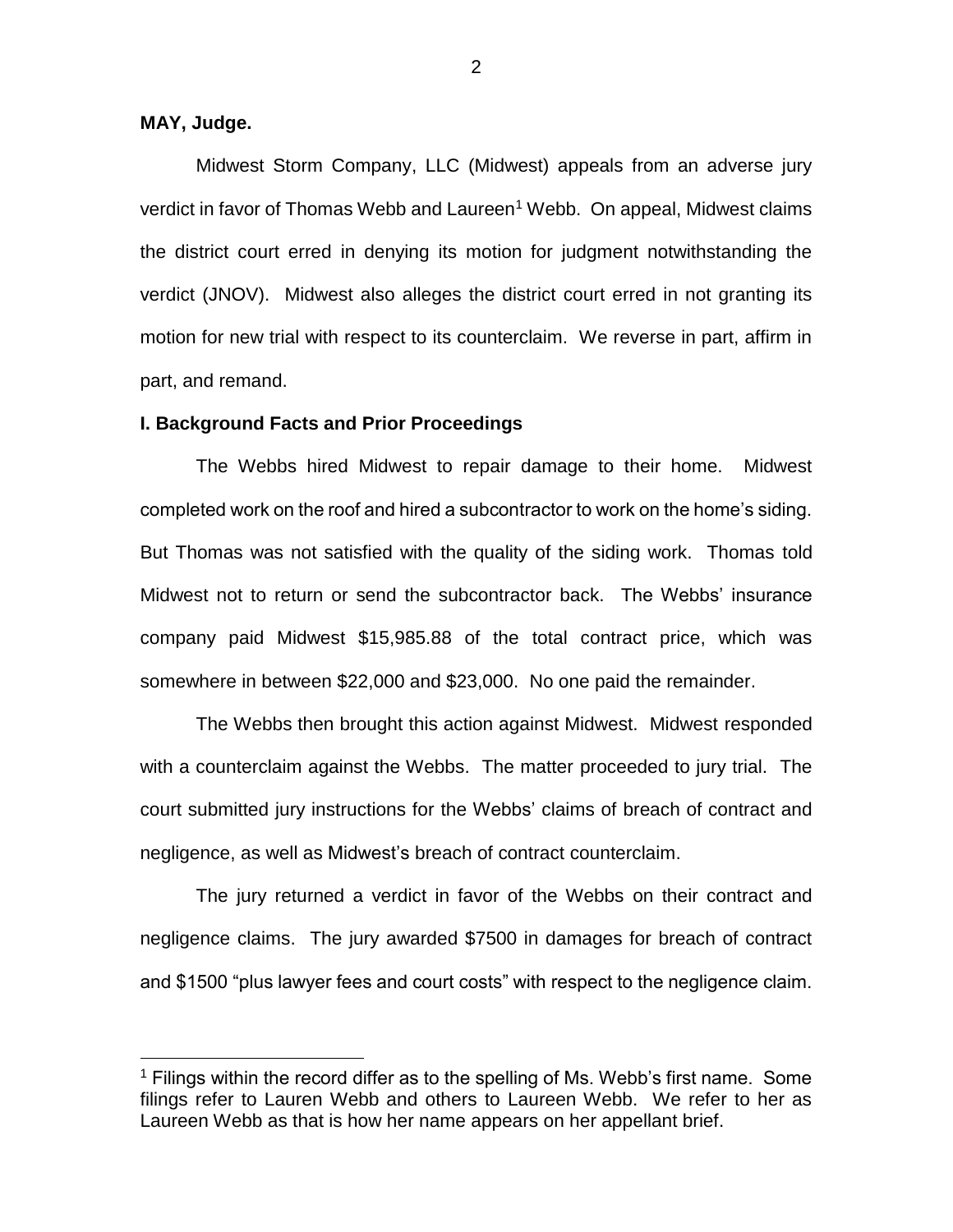**MAY, Judge.**

Midwest Storm Company, LLC (Midwest) appeals from an adverse jury verdict in favor of Thomas Webb and Laureen[1] Webb. On appeal, Midwest claims the district court erred in denying its motion for judgment notwithstanding the verdict (JNOV). Midwest also alleges the district court erred in not granting its motion for new trial with respect to its counterclaim. We reverse in part, affirm in part, and remand.

## I. Background Facts and Prior Proceedings

The Webbs hired Midwest to repair damage to their home. Midwest completed work on the roof and hired a subcontractor to work on the home's siding. But Thomas was not satisfied with the quality of the siding work. Thomas told Midwest not to return or send the subcontractor back. The Webbs' insurance company paid Midwest $15,985.88 of the total contract price, which was somewhere in between $22,000 and $23,000. No one paid the remainder.

The Webbs then brought this action against Midwest. Midwest responded with a counterclaim against the Webbs. The matter proceeded to jury trial. The court submitted jury instructions for the Webbs' claims of breach of contract and negligence, as well as Midwest's breach of contract counterclaim.

The jury returned a verdict in favor of the Webbs on their contract and negligence claims. The jury awarded $7500 in damages for breach of contract and $1500 "plus lawyer fees and court costs" with respect to the negligence claim.

---

[1] Filings within the record differ as to the spelling of Ms. Webb's first name. Some filings refer to Lauren Webb and others to Laureen Webb. We refer to her as Laureen Webb as that is how her name appears on her appellant brief.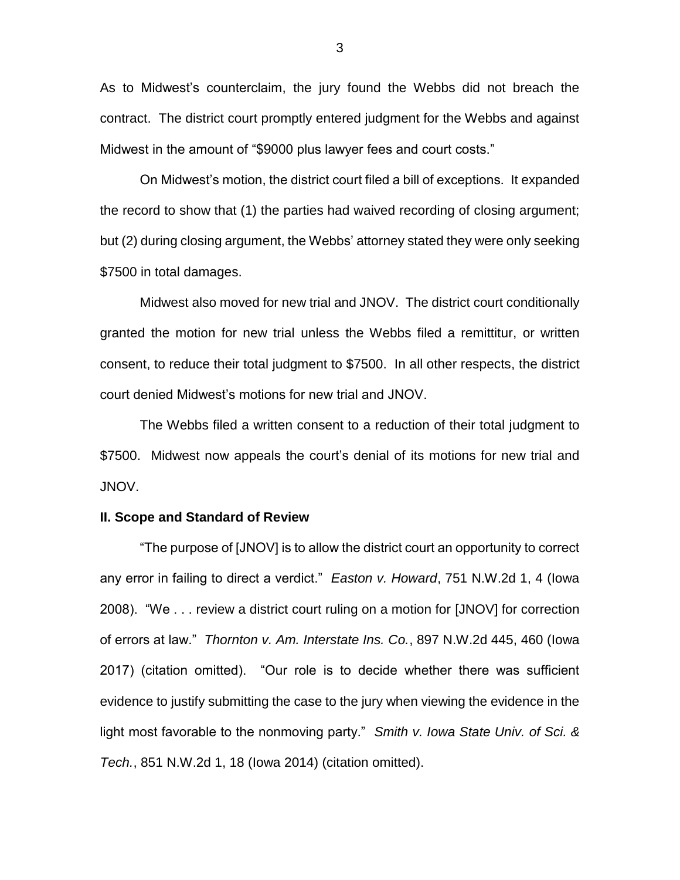As to Midwest's counterclaim, the jury found the Webbs did not breach the contract. The district court promptly entered judgment for the Webbs and against Midwest in the amount of "$9000 plus lawyer fees and court costs."

On Midwest's motion, the district court filed a bill of exceptions. It expanded the record to show that (1) the parties had waived recording of closing argument; but (2) during closing argument, the Webbs' attorney stated they were only seeking $7500 in total damages.

Midwest also moved for new trial and JNOV. The district court conditionally granted the motion for new trial unless the Webbs filed a remittitur, or written consent, to reduce their total judgment to $7500. In all other respects, the district court denied Midwest's motions for new trial and JNOV.

The Webbs filed a written consent to a reduction of their total judgment to $7500. Midwest now appeals the court's denial of its motions for new trial and JNOV.

## II. Scope and Standard of Review

"The purpose of [JNOV] is to allow the district court an opportunity to correct any error in failing to direct a verdict." *Easton v. Howard*, 751 N.W.2d 1, 4 (Iowa 2008). "We . . . review a district court ruling on a motion for [JNOV] for correction of errors at law." *Thornton v. Am. Interstate Ins. Co.*, 897 N.W.2d 445, 460 (Iowa 2017) (citation omitted). "Our role is to decide whether there was sufficient evidence to justify submitting the case to the jury when viewing the evidence in the light most favorable to the nonmoving party." *Smith v. Iowa State Univ. of Sci. & Tech.*, 851 N.W.2d 1, 18 (Iowa 2014) (citation omitted).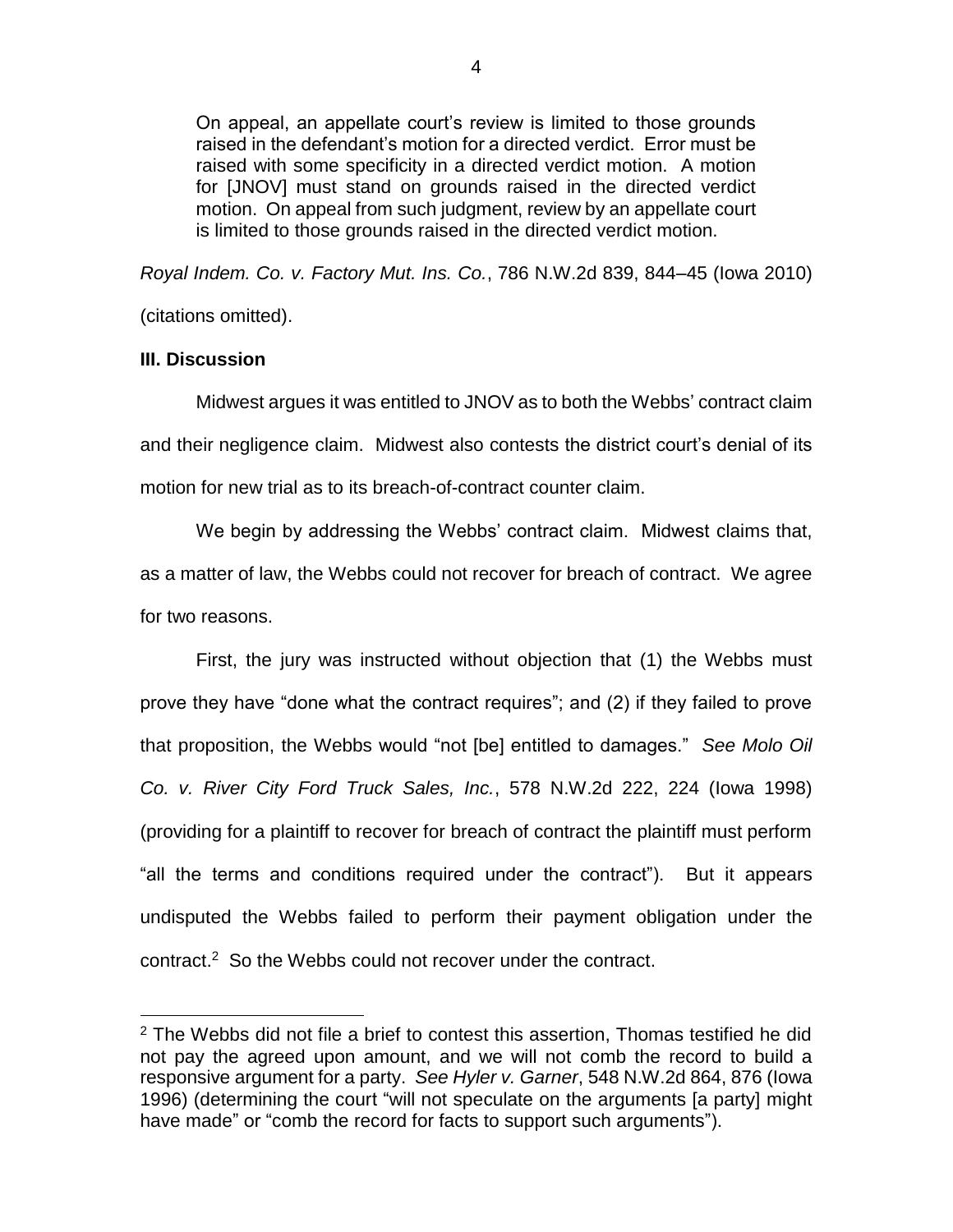> On appeal, an appellate court's review is limited to those grounds raised in the defendant's motion for a directed verdict. Error must be raised with some specificity in a directed verdict motion. A motion for [JNOV] must stand on grounds raised in the directed verdict motion. On appeal from such judgment, review by an appellate court is limited to those grounds raised in the directed verdict motion.

*Royal Indem. Co. v. Factory Mut. Ins. Co.*, 786 N.W.2d 839, 844–45 (Iowa 2010) (citations omitted).

**III. Discussion**

Midwest argues it was entitled to JNOV as to both the Webbs' contract claim and their negligence claim. Midwest also contests the district court's denial of its motion for new trial as to its breach-of-contract counter claim.

We begin by addressing the Webbs' contract claim. Midwest claims that, as a matter of law, the Webbs could not recover for breach of contract. We agree for two reasons.

First, the jury was instructed without objection that (1) the Webbs must prove they have "done what the contract requires"; and (2) if they failed to prove that proposition, the Webbs would "not [be] entitled to damages." *See Molo Oil Co. v. River City Ford Truck Sales, Inc.*, 578 N.W.2d 222, 224 (Iowa 1998) (providing for a plaintiff to recover for breach of contract the plaintiff must perform "all the terms and conditions required under the contract"). But it appears undisputed the Webbs failed to perform their payment obligation under the contract.[2] So the Webbs could not recover under the contract.

[2] The Webbs did not file a brief to contest this assertion, Thomas testified he did not pay the agreed upon amount, and we will not comb the record to build a responsive argument for a party. *See Hyler v. Garner*, 548 N.W.2d 864, 876 (Iowa 1996) (determining the court "will not speculate on the arguments [a party] might have made" or "comb the record for facts to support such arguments").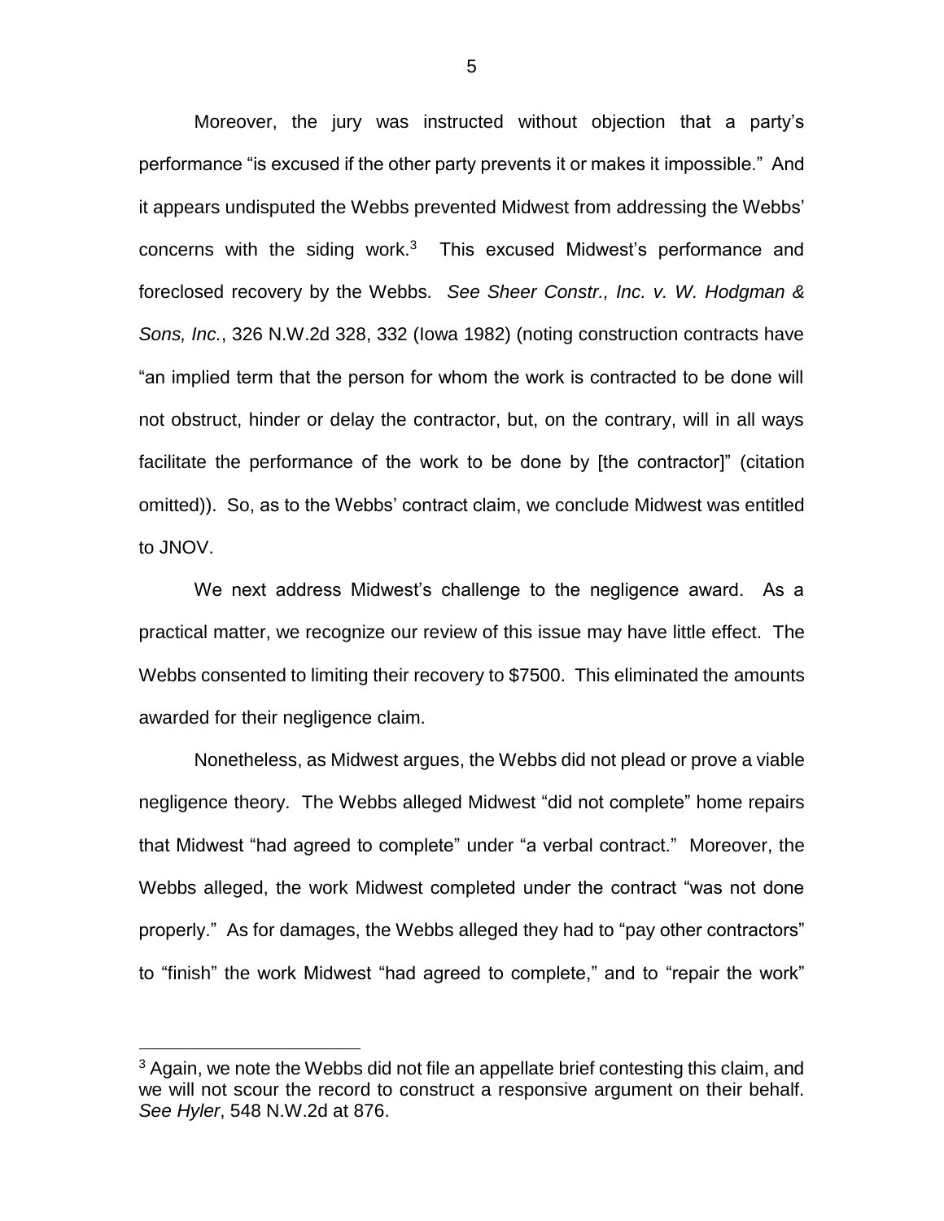Moreover, the jury was instructed without objection that a party's performance "is excused if the other party prevents it or makes it impossible." And it appears undisputed the Webbs prevented Midwest from addressing the Webbs' concerns with the siding work.[3] This excused Midwest's performance and foreclosed recovery by the Webbs. *See Sheer Constr., Inc. v. W. Hodgman & Sons, Inc.*, 326 N.W.2d 328, 332 (Iowa 1982) (noting construction contracts have "an implied term that the person for whom the work is contracted to be done will not obstruct, hinder or delay the contractor, but, on the contrary, will in all ways facilitate the performance of the work to be done by [the contractor]" (citation omitted)). So, as to the Webbs' contract claim, we conclude Midwest was entitled to JNOV.

We next address Midwest's challenge to the negligence award. As a practical matter, we recognize our review of this issue may have little effect. The Webbs consented to limiting their recovery to $7500. This eliminated the amounts awarded for their negligence claim.

Nonetheless, as Midwest argues, the Webbs did not plead or prove a viable negligence theory. The Webbs alleged Midwest "did not complete" home repairs that Midwest "had agreed to complete" under "a verbal contract." Moreover, the Webbs alleged, the work Midwest completed under the contract "was not done properly." As for damages, the Webbs alleged they had to "pay other contractors" to "finish" the work Midwest "had agreed to complete," and to "repair the work"

[3] Again, we note the Webbs did not file an appellate brief contesting this claim, and we will not scour the record to construct a responsive argument on their behalf. *See Hyler*, 548 N.W.2d at 876.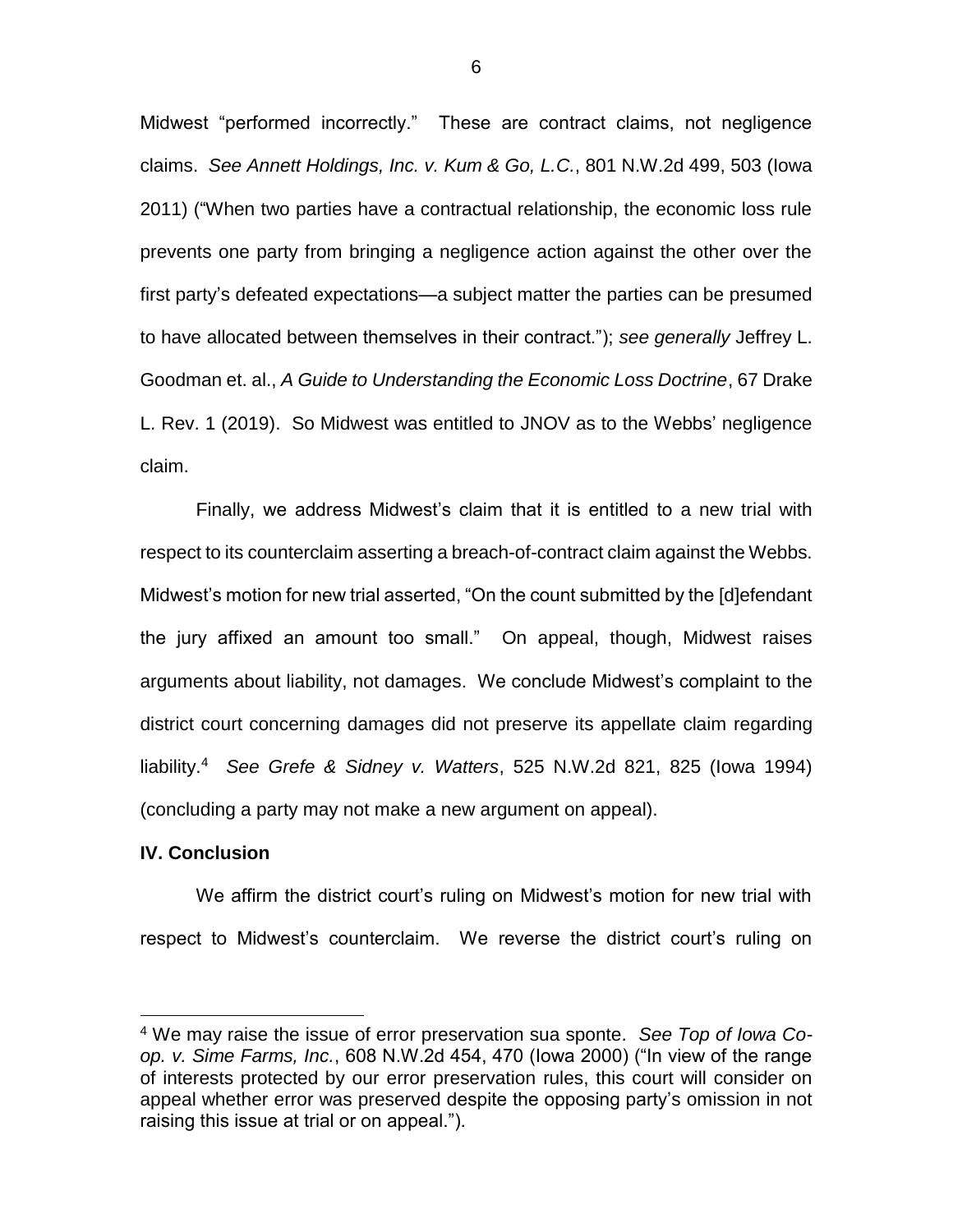Midwest "performed incorrectly." These are contract claims, not negligence claims. *See Annett Holdings, Inc. v. Kum & Go, L.C.*, 801 N.W.2d 499, 503 (Iowa 2011) ("When two parties have a contractual relationship, the economic loss rule prevents one party from bringing a negligence action against the other over the first party's defeated expectations—a subject matter the parties can be presumed to have allocated between themselves in their contract."); *see generally* Jeffrey L. Goodman et. al., *A Guide to Understanding the Economic Loss Doctrine*, 67 Drake L. Rev. 1 (2019). So Midwest was entitled to JNOV as to the Webbs' negligence claim.

Finally, we address Midwest's claim that it is entitled to a new trial with respect to its counterclaim asserting a breach-of-contract claim against the Webbs. Midwest's motion for new trial asserted, "On the count submitted by the [d]efendant the jury affixed an amount too small." On appeal, though, Midwest raises arguments about liability, not damages. We conclude Midwest's complaint to the district court concerning damages did not preserve its appellate claim regarding liability.[4] *See Grefe & Sidney v. Watters*, 525 N.W.2d 821, 825 (Iowa 1994) (concluding a party may not make a new argument on appeal).

### IV. Conclusion

We affirm the district court's ruling on Midwest's motion for new trial with respect to Midwest's counterclaim. We reverse the district court's ruling on

[4] We may raise the issue of error preservation sua sponte. *See Top of Iowa Co-op. v. Sime Farms, Inc.*, 608 N.W.2d 454, 470 (Iowa 2000) ("In view of the range of interests protected by our error preservation rules, this court will consider on appeal whether error was preserved despite the opposing party's omission in not raising this issue at trial or on appeal.").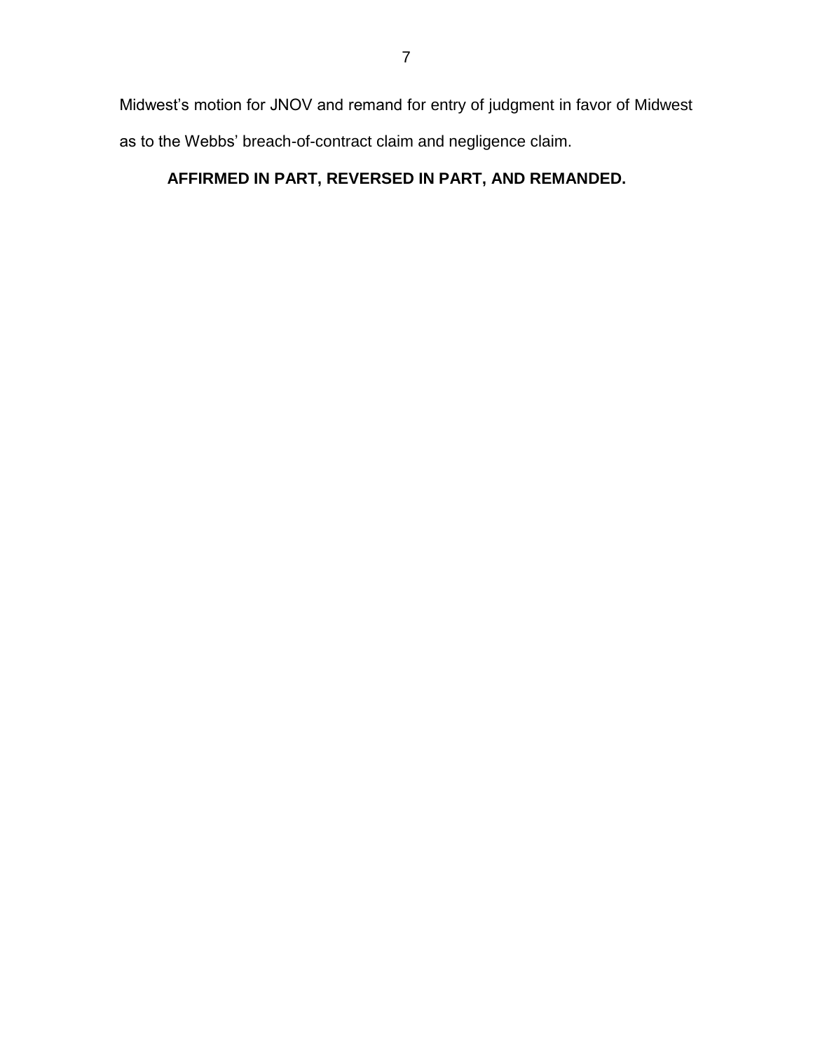Midwest's motion for JNOV and remand for entry of judgment in favor of Midwest as to the Webbs' breach-of-contract claim and negligence claim.

**AFFIRMED IN PART, REVERSED IN PART, AND REMANDED.**